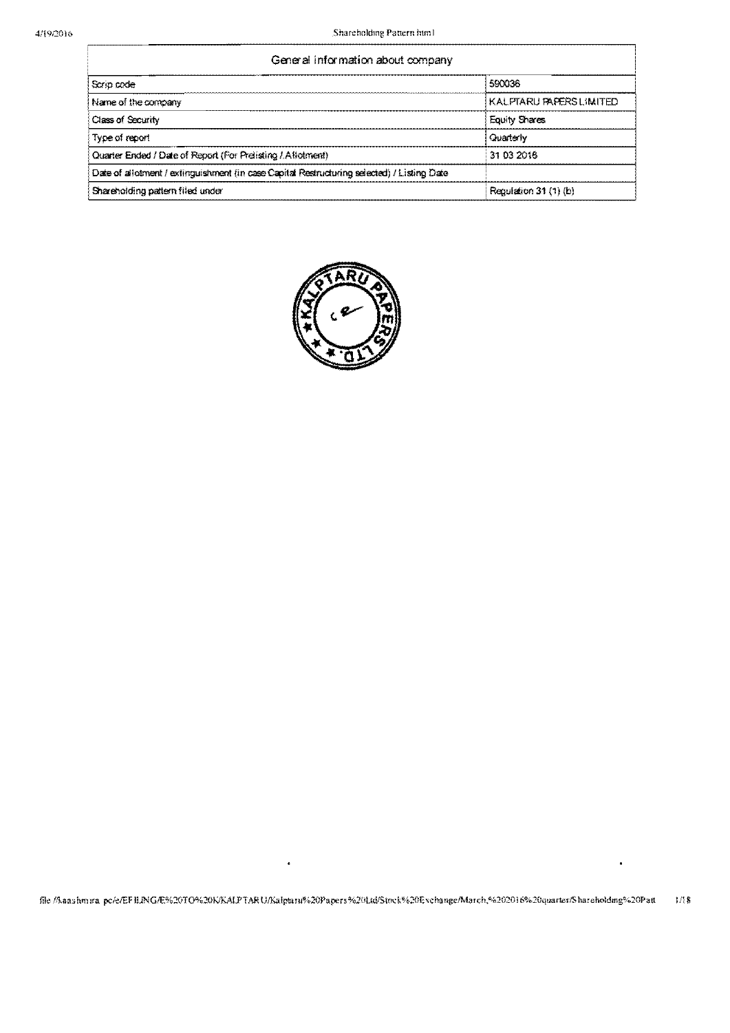| General information about company | |
|---|---|
| Scrip code | 590036 |
| Name of the company | KALPTARU PAPERS LIMITED |
| Class of Security | Equity Shares |
| Type of report | Quarterly |
| Quarter Ended / Date of Report (For Prelisting / Allotment) | 31 03 2016 |
| Date of allotment / extinguishment (in case Capital Restructuring selected) / Listing Date | |
| Shareholding pattern filed under | Regulation 31 (1) (b) |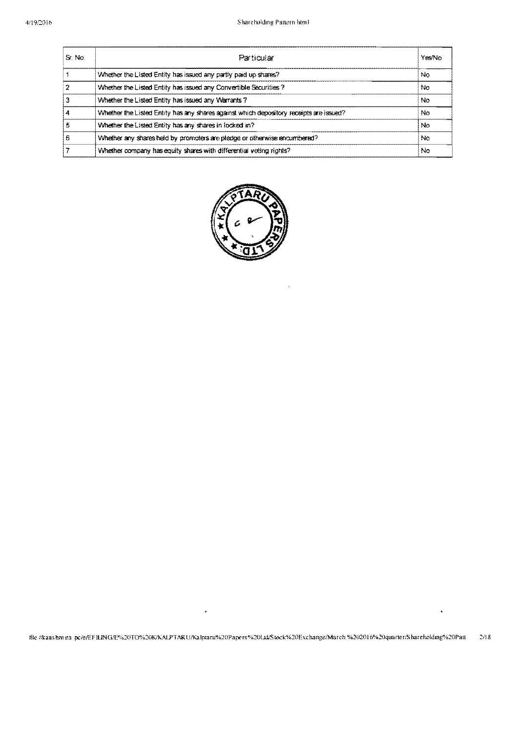| Sr. No. | Particular | Yes/No |
|---|---|---|
| 1 | Whether the Listed Entity has issued any partly paid up shares? | No |
| 2 | Whether the Listed Entity has issued any Convertible Securities ? | No |
| 3 | Whether the Listed Entity has issued any Warrants ? | No |
| 4 | Whether the Listed Entity has any shares against which depository receipts are issued? | No |
| 5 | Whether the Listed Entity has any shares in locked in? | No |
| 6 | Whether any shares held by promoters are pledge or otherwise encumbered? | No |
| 7 | Whether company has equity shares with differential voting rights? | No |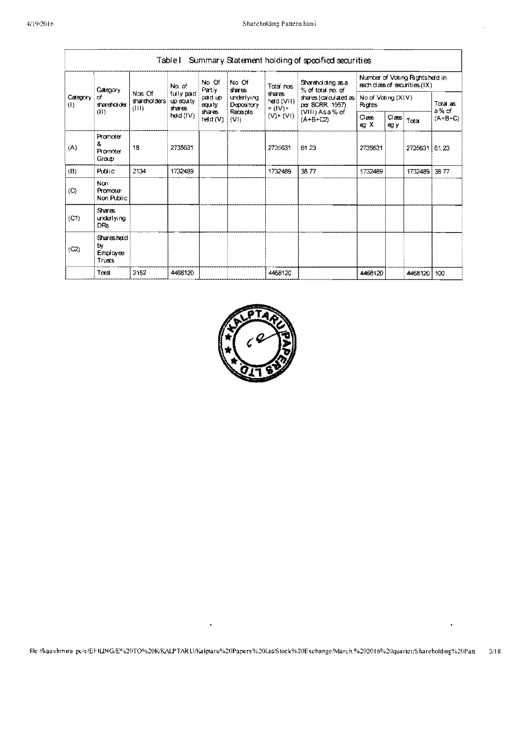# Table I Summary Statement holding of specified securities

| Category (I) | Category of shareholder (II) | Nos. Of shareholders (III) | No. of fully paid up equity shares held (IV) | No. Of Partly paid-up equity shares held (V) | No. Of shares underlying Depository Receipts (VI) | Total nos. shares held (VII) = (IV)+(V)+ (VI) | Shareholding as a % of total no. of shares (calculated as per SCRR, 1957) (VIII) As a % of (A+B+C2) | Number of Voting Rights held in each class of securities (IX) | | | |
|---|---|---|---|---|---|---|---|---|---|---|---|
| | | | | | | | | No of Voting (XIV) Rights | | | Total as a % of (A+B+C) |
| | | | | | | | | Class eg: X | Class eg:y | Total | |
| (A) | Promoter & Promoter Group | 18 | 2735631 | | | 2735631 | 61.23 | 2735631 | | 2735631 | 61.23 |
| (B) | Public | 2134 | 1732489 | | | 1732489 | 38.77 | 1732489 | | 1732489 | 38.77 |
| (C) | Non Promoter- Non Public | | | | | | | | | | |
| (C1) | Shares underlying DRs | | | | | | | | | | |
| (C2) | Shares held by Employee Trusts | | | | | | | | | | |
| | Total | 2152 | 4468120 | | | 4468120 | | 4468120 | | 4468120 | 100 |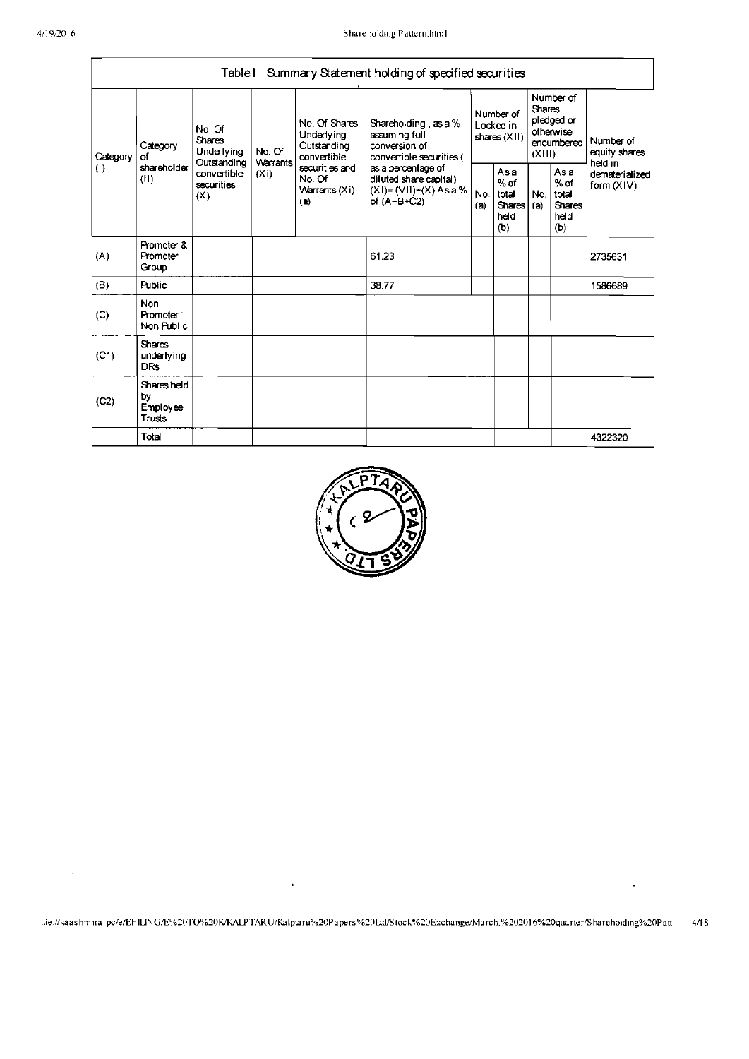| Table I Summary Statement holding of specified securities | | | | | | | | | | |
|---|---|---|---|---|---|---|---|---|---|---|
| Category (I) | Category of shareholder (II) | No. Of Shares Underlying Outstanding convertible securities (X) | No. Of Warrants (Xi) | No. Of Shares Underlying Outstanding convertible securities and No. Of Warrants (Xi) (a) | Shareholding , as a % assuming full conversion of convertible securities ( as a percentage of diluted share capital) (XI)= (VII)+(X) As a % of (A+B+C2) | Number of Locked in shares (XII) | | Number of Shares pledged or otherwise encumbered (XIII) | | Number of equity shares held in dematerialized form (XIV) |
| | | | | | | No. (a) | As a % of total Shares held (b) | No. (a) | As a % of total Shares held (b) | |
| (A) | Promoter & Promoter Group | | | | 61.23 | | | | | 2735631 |
| (B) | Public | | | | 38.77 | | | | | 1586689 |
| (C) | Non Promoter- Non Public | | | | | | | | | |
| (C1) | Shares underlying DRs | | | | | | | | | |
| (C2) | Shares held by Employee Trusts | | | | | | | | | |
| | Total | | | | | | | | | 4322320 |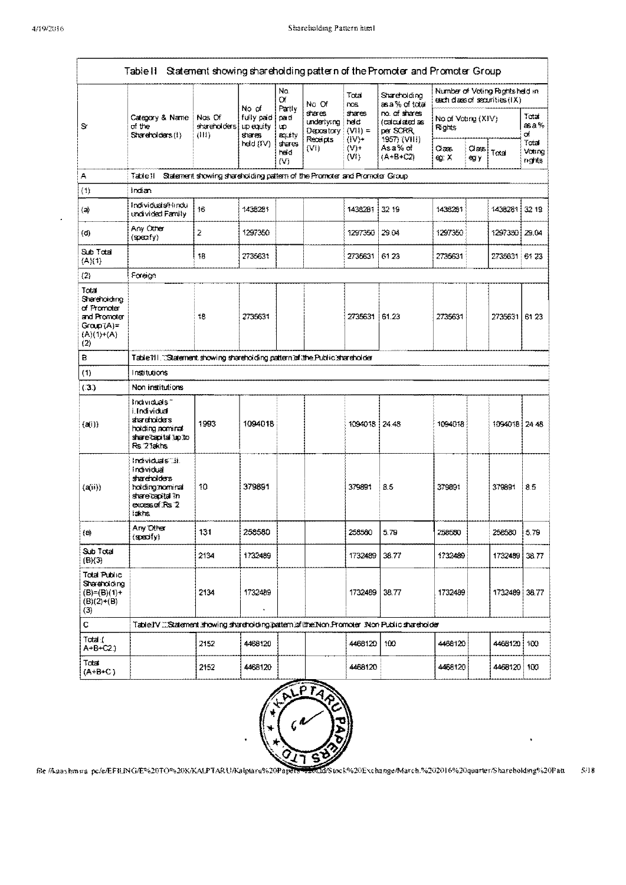## Table II Statement showing shareholding pattern of the Promoter and Promoter Group

| Sr | Category & Name of the Shareholders (I) | Nos. Of shareholders (III) | No. of fully paid up equity shares held (IV) | No. Of Partly paid-up equity shares held (V) | No. Of shares underlying Depository Receipts (VI) | Total nos. shares held (VII) = (IV)+(V)+(VI) | Shareholding as a % of total no. of shares (calculated as per SCRR, 1957) (VIII) As a % of (A+B+C2) | Number of Voting Rights held in each class of securities (IX) | | | |
|---|---|---|---|---|---|---|---|---|---|---|---|
| | | | | | | | | No of Voting (XIV) Rights | | | Total as a % of Total Voting rights |
| | | | | | | | | Class eg: X | Class eg:y | Total | |
| A | Table II Statement showing shareholding pattern of the Promoter and Promoter Group | | | | | | | | | | |
| (1) | Indian | | | | | | | | | | |
| (a) | Individuals/Hindu undivided Family | 16 | 1438281 | | | 1438281 | 32.19 | 1438281 | | 1438281 | 32.19 |
| (d) | Any Other (specify) | 2 | 1297350 | | | 1297350 | 29.04 | 1297350 | | 1297350 | 29.04 |
| Sub-Total (A)(1) | | 18 | 2735631 | | | 2735631 | 61.23 | 2735631 | | 2735631 | 61.23 |
| (2) | Foreign | | | | | | | | | | |
| Total Shareholding of Promoter and Promoter Group (A)=(A)(1)+(A)(2) | | 18 | 2735631 | | | 2735631 | 61.23 | 2735631 | | 2735631 | 61.23 |
| B | Table III - Statement showing shareholding pattern of the Public shareholder | | | | | | | | | | |
| (1) | Institutions | | | | | | | | | | |
| (3) | Non-institutions | | | | | | | | | | |
| (a(i)) | Individuals - i.Individual shareholders holding nominal share capital up to Rs. 2 lakhs. | 1993 | 1094018 | | | 1094018 | 24.48 | 1094018 | | 1094018 | 24.48 |
| (a(ii)) | Individuals - ii. Individual shareholders holding nominal share capital in excess of Rs. 2 lakhs. | 10 | 379891 | | | 379891 | 8.5 | 379891 | | 379891 | 8.5 |
| (e) | Any Other (specify) | 131 | 258580 | | | 258580 | 5.79 | 258580 | | 258580 | 5.79 |
| Sub-Total (B)(3) | | 2134 | 1732489 | | | 1732489 | 38.77 | 1732489 | | 1732489 | 38.77 |
| Total Public Shareholding (B)=(B)(1)+(B)(2)+(B)(3) | | 2134 | 1732489 | | | 1732489 | 38.77 | 1732489 | | 1732489 | 38.77 |
| C | Table IV - Statement showing shareholding pattern of the Non Promoter- Non Public shareholder | | | | | | | | | | |
| Total ( A+B+C2 ) | | 2152 | 4468120 | | | 4468120 | 100 | 4468120 | | 4468120 | 100 |
| Total (A+B+C ) | | 2152 | 4468120 | | | 4468120 | | 4468120 | | 4468120 | 100 |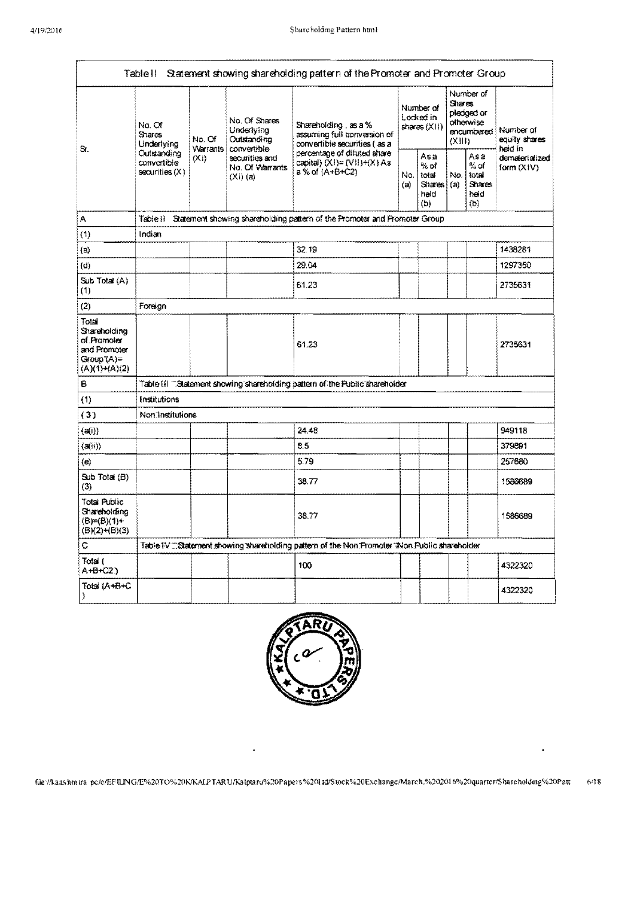| Table II Statement showing shareholding pattern of the Promoter and Promoter Group | | | | | | | | | |
|---|---|---|---|---|---|---|---|---|---|
| Sr. | No. Of Shares Underlying Outstanding convertible securities (X) | No. Of Warrants (Xi) | No. Of Shares Underlying Outstanding convertible securities and No. Of Warrants (Xi) (a) | Shareholding , as a % assuming full conversion of convertible securities ( as a percentage of diluted share capital) (XI)= (VII)+(X) As a % of (A+B+C2) | Number of Locked in shares (XII) | | Number of Shares pledged or otherwise encumbered (XIII) | | Number of equity shares held in dematerialized form (XIV) |
| | | | | | No. (a) | As a % of total Shares held (b) | No. (a) | As a % of total Shares held (b) | |
| A | Table II Statement showing shareholding pattern of the Promoter and Promoter Group | | | | | | | | |
| (1) | Indian | | | | | | | | |
| (a) | | | | 32.19 | | | | | 1438281 |
| (d) | | | | 29.04 | | | | | 1297350 |
| Sub Total (A) (1) | | | | 61.23 | | | | | 2735631 |
| (2) | Foreign | | | | | | | | |
| Total Shareholding of Promoter and Promoter Group (A)= (A)(1)+(A)(2) | | | | 61.23 | | | | | 2735631 |
| B | Table III Statement showing shareholding pattern of the Public shareholder | | | | | | | | |
| (1) | Institutions | | | | | | | | |
| (3) | Non-institutions | | | | | | | | |
| (a(i)) | | | | 24.48 | | | | | 949118 |
| (a(ii)) | | | | 8.5 | | | | | 379891 |
| (e) | | | | 5.79 | | | | | 257680 |
| Sub Total (B) (3) | | | | 38.77 | | | | | 1586689 |
| Total Public Shareholding (B)=(B)(1)+(B)(2)+(B)(3) | | | | 38.77 | | | | | 1586689 |
| C | Table IV Statement showing shareholding pattern of the Non Promoter- Non Public shareholder | | | | | | | | |
| Total ( A+B+C2 ) | | | | 100 | | | | | 4322320 |
| Total (A+B+C ) | | | | | | | | | 4322320 |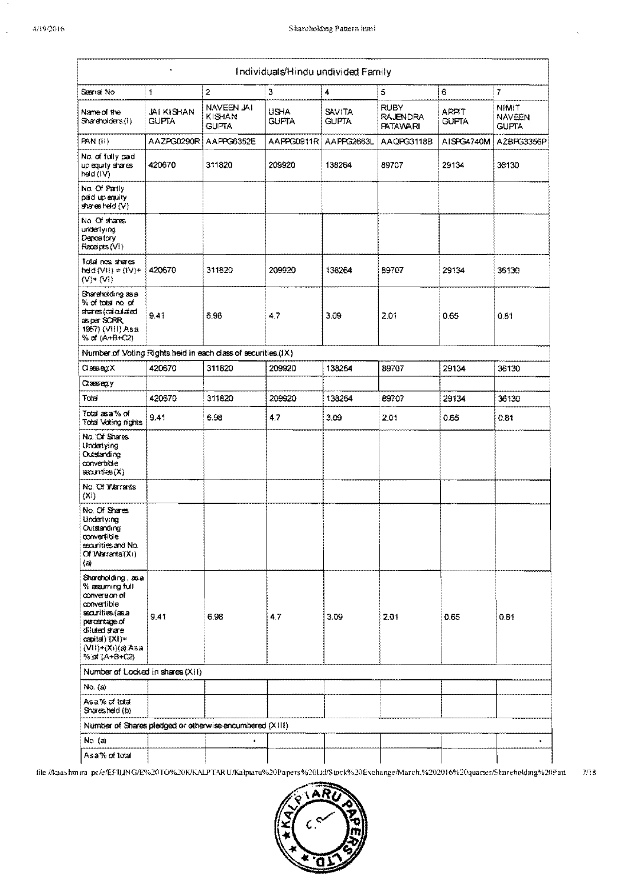| Individuals/Hindu undivided Family | | | | | | | |
|---|---|---|---|---|---|---|---|
| Searial No | 1 | 2 | 3 | 4 | 5 | 6 | 7 |
| Name of the Shareholders (I) | JAI KISHAN GUPTA | NAVEEN JAI KISHAN GUPTA | USHA GUPTA | SAVITA GUPTA | RUBY RAJENDRA PATAWARI | ARPIT GUPTA | NIMIT NAVEEN GUPTA |
| PAN (II) | AAZPG0290R | AAPPG6352E | AAPPG0911R | AAPPG2663L | AAQPG3118B | AISPG4740M | AZBPG3356P |
| No. of fully paid up equity shares held (IV) | 420670 | 311820 | 209920 | 138264 | 89707 | 29134 | 36130 |
| No. Of Partly paid-up equity shares held (V) | | | | | | | |
| No. Of shares underlying Depository Receipts (VI) | | | | | | | |
| Total nos. shares held (VII) = (IV)+(V)+ (VI) | 420670 | 311820 | 209920 | 138264 | 89707 | 29134 | 36130 |
| Shareholding as a % of total no. of shares (calculated as per SCRR, 1957) (VIII) As a % of (A+B+C2) | 9.41 | 6.98 | 4.7 | 3.09 | 2.01 | 0.65 | 0.81 |
| Number of Voting Rights held in each class of securities (IX) | | | | | | | |
| Class eg:X | 420670 | 311820 | 209920 | 138264 | 89707 | 29134 | 36130 |
| Class eg:y | | | | | | | |
| Total | 420670 | 311820 | 209920 | 138264 | 89707 | 29134 | 36130 |
| Total as a % of Total Voting rights | 9.41 | 6.98 | 4.7 | 3.09 | 2.01 | 0.65 | 0.81 |
| No. Of Shares Underlying Outstanding convertible securities (X) | | | | | | | |
| No. Of Warrants (Xi) | | | | | | | |
| No. Of Shares Underlying Outstanding convertible securities and No. Of Warrants (Xi) (a) | | | | | | | |
| Shareholding , as a % assuming full conversion of convertible securities (as a percentage of diluted share capital) (XI)= (VII)+(Xi)(a) As a % of (A+B+C2) | 9.41 | 6.98 | 4.7 | 3.09 | 2.01 | 0.65 | 0.81 |
| Number of Locked in shares (XII) | | | | | | | |
| No. (a) | | | | | | | |
| As a % of total Shares held (b) | | | | | | | |
| Number of Shares pledged or otherwise encumbered (XIII) | | | | | | | |
| No. (a) | | | | | | | |
| As a % of total | | | | | | | |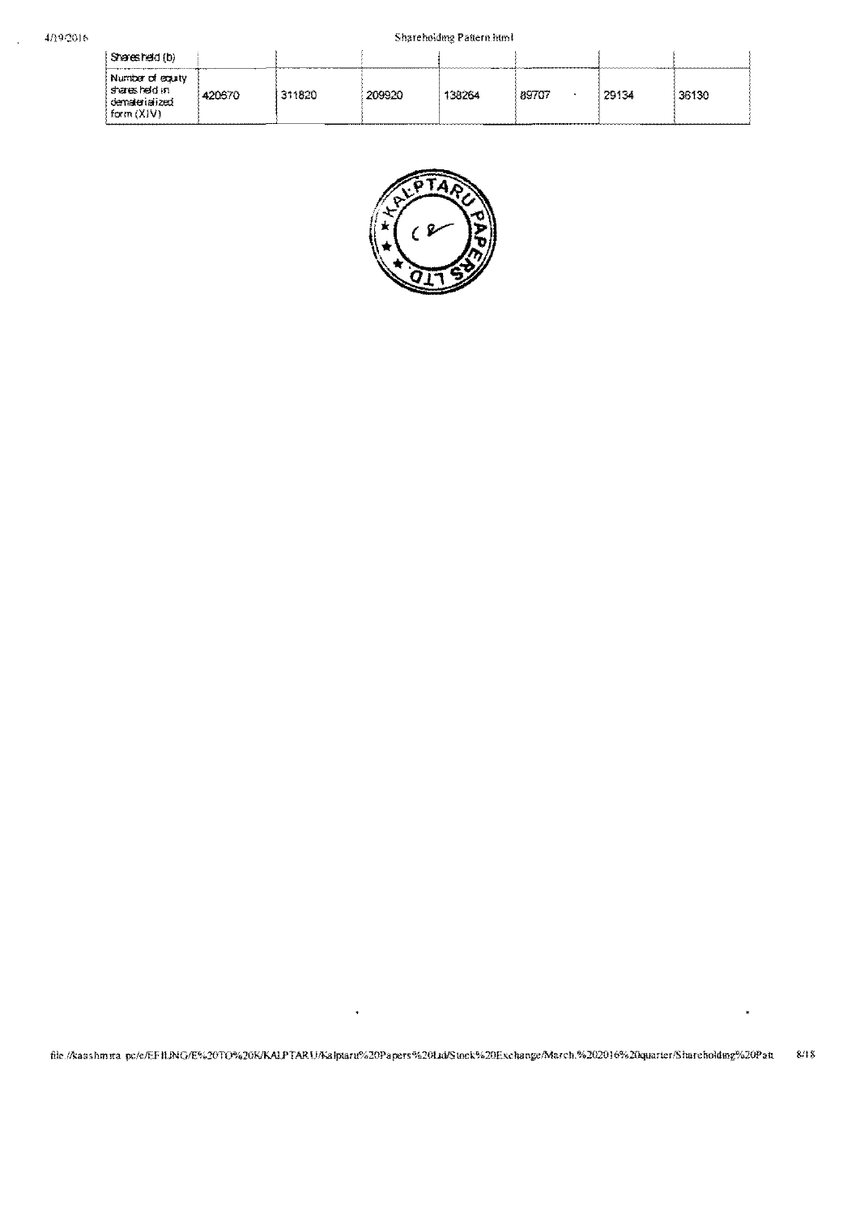| | | | | | | | |
|---|---|---|---|---|---|---|---|
| Shares held (b) | | | | | | | |
| Number of equity shares held in dematerialized form (XIV) | 420670 | 311820 | 209920 | 138264 | 89707 | 29134 | 36130 |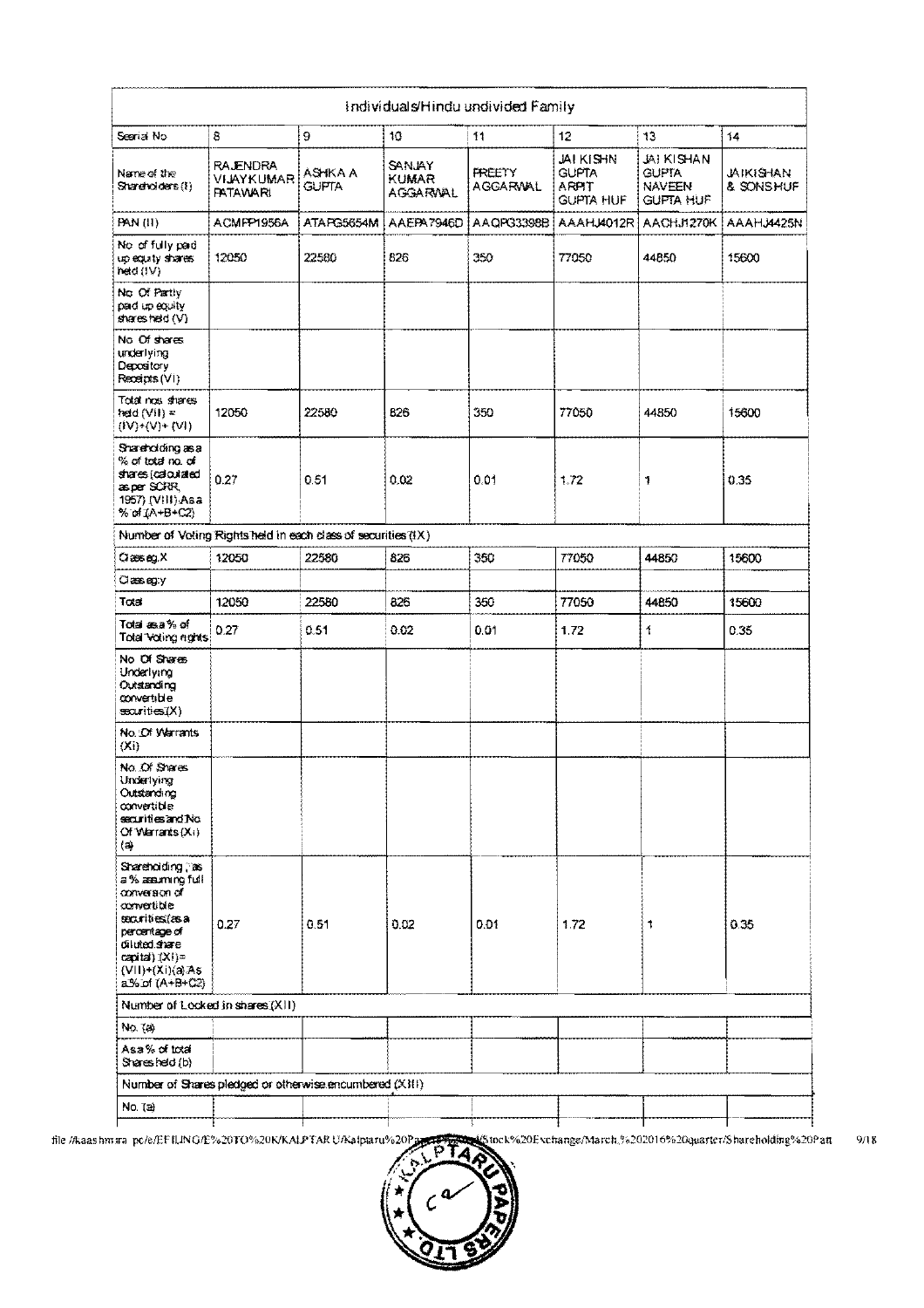| Individuals/Hindu undivided Family | | | | | | | |
|---|---|---|---|---|---|---|---|
| Searial No | 8 | 9 | 10 | 11 | 12 | 13 | 14 |
| Name of the Shareholders (I) | RAJENDRA VIJAYKUMAR PATAWARI | ASHKA A GUPTA | SANJAY KUMAR AGGARWAL | PREETY AGGARWAL | JAI KISHN GUPTA ARPIT GUPTA HUF | JAI KISHAN GUPTA NAVEEN GUPTA HUF | JAIKISHAN & SONS HUF |
| PAN (II) | ACMPP1956A | ATAPG5654M | AAEPA7946D | AAQPG3398B | AAAHJ4012R | AACHJ1270K | AAAHJ4425N |
| No. of fully paid up equity shares held (IV) | 12050 | 22580 | 826 | 350 | 77050 | 44850 | 15600 |
| No. Of Partly paid-up equity shares held (V) | | | | | | | |
| No. Of shares underlying Depository Receipts (VI) | | | | | | | |
| Total nos. shares held (VII) = (IV)+(V)+ (VI) | 12050 | 22580 | 826 | 350 | 77050 | 44850 | 15600 |
| Shareholding as a % of total no. of shares (calculated as per SCRR, 1957) (VIII) As a % of (A+B+C2) | 0.27 | 0.51 | 0.02 | 0.01 | 1.72 | 1 | 0.35 |
| Number of Voting Rights held in each class of securities (IX) | | | | | | | |
| Class eg:X | 12050 | 22580 | 826 | 350 | 77050 | 44850 | 15600 |
| Class eg:y | | | | | | | |
| Total | 12050 | 22580 | 826 | 350 | 77050 | 44850 | 15600 |
| Total as a % of Total Voting rights | 0.27 | 0.51 | 0.02 | 0.01 | 1.72 | 1 | 0.35 |
| No. Of Shares Underlying Outstanding convertible securities (X) | | | | | | | |
| No. Of Warrants (Xi) | | | | | | | |
| No. Of Shares Underlying Outstanding convertible securities and No. Of Warrants (Xi) (a) | | | | | | | |
| Shareholding , as a % assuming full conversion of convertible securities (as a percentage of diluted share capital) (XI)= (VII)+(Xi)(a) As a % of (A+B+C2) | 0.27 | 0.51 | 0.02 | 0.01 | 1.72 | 1 | 0.35 |
| Number of Locked in shares (XII) | | | | | | | |
| No. (a) | | | | | | | |
| As a % of total Shares held (b) | | | | | | | |
| Number of Shares pledged or otherwise encumbered (XIII) | | | | | | | |
| No. (a) | | | | | | | |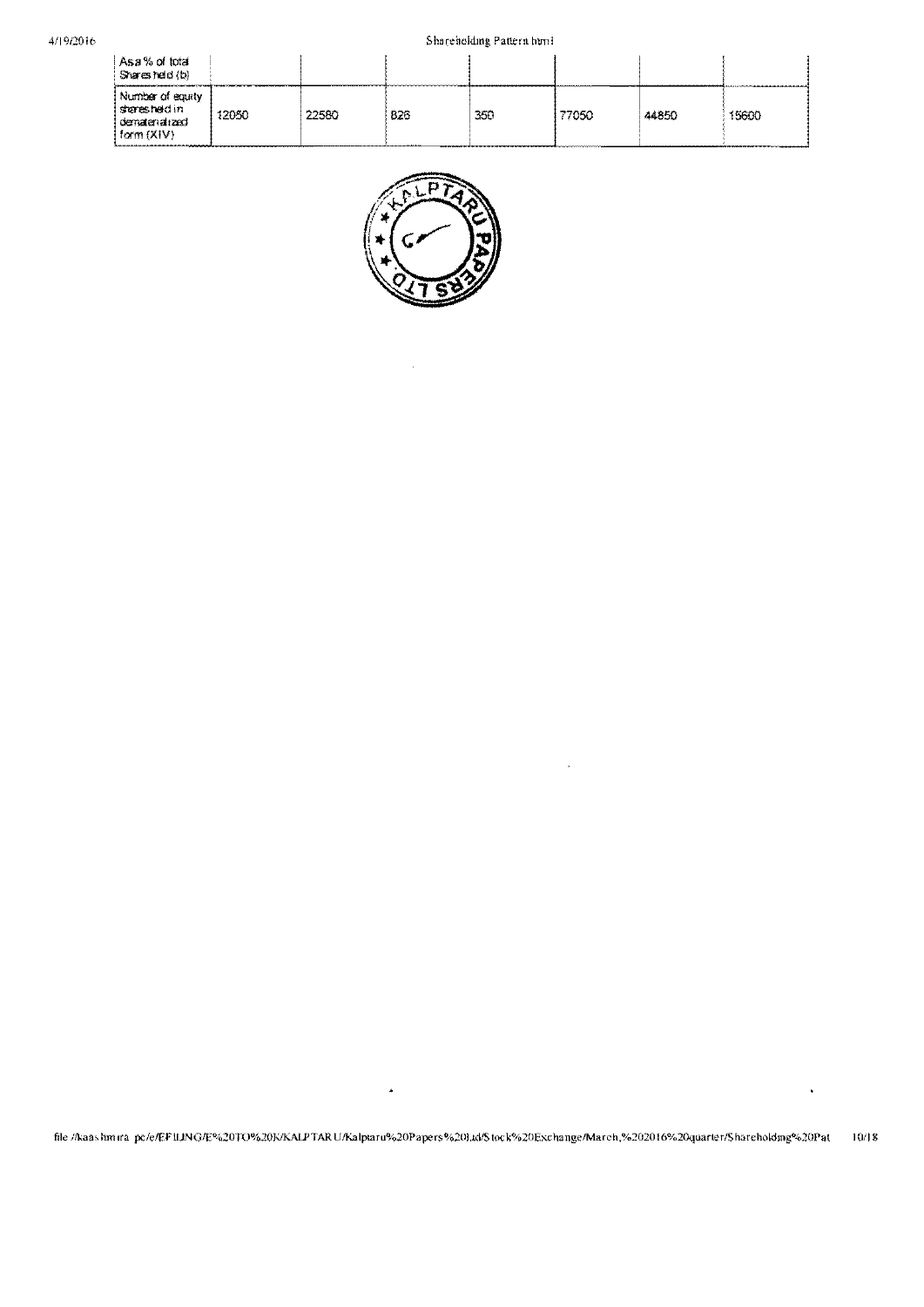| As a % of total Shares held (b) | | | | | | | |
|---|---|---|---|---|---|---|---|
| Number of equity shares held in dematerialized form (XIV) | 12050 | 22580 | 826 | 350 | 77050 | 44850 | 15600 |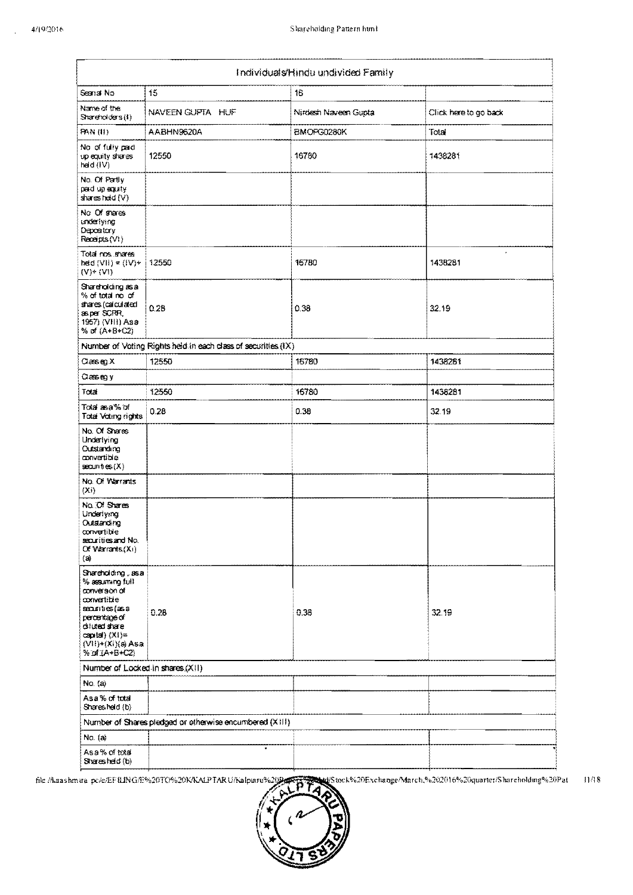| Individuals/Hindu undivided Family | | | |
|---|---|---|---|
| Searial No. | 15 | 16 | |
| Name of the Shareholders (I) | NAVEEN GUPTA HUF | Nirdesh Naveen Gupta | Click here to go back |
| PAN (II) | AABHN9620A | BMOPG0280K | Total |
| No. of fully paid up equity shares held (IV) | 12550 | 16780 | 1438281 |
| No. Of Partly paid-up equity shares held (V) | | | |
| No. Of shares underlying Depository Receipts (VI) | | | |
| Total nos. shares held (VII) = (IV)+(V)+ (VI) | 12550 | 16780 | 1438281 |
| Shareholding as a % of total no. of shares (calculated as per SCRR, 1957) (VIII) As a % of (A+B+C2) | 0.28 | 0.38 | 32.19 |
| Number of Voting Rights held in each class of securities (IX) | | | |
| Class eg:X | 12550 | 16780 | 1438281 |
| Class eg:y | | | |
| Total | 12550 | 16780 | 1438281 |
| Total as a % of Total Voting rights | 0.28 | 0.38 | 32.19 |
| No. Of Shares Underlying Outstanding convertible securities (X) | | | |
| No. Of Warrants (Xi) | | | |
| No. Of Shares Underlying Outstanding convertible securities and No. Of Warrants (Xi) (a) | | | |
| Shareholding , as a % assuming full conversion of convertible securities (as a percentage of diluted share capital) (XI)= (VII)+(Xi)(a) As a % of (A+B+C2) | 0.28 | 0.38 | 32.19 |
| Number of Locked in shares (XII) | | | |
| No. (a) | | | |
| As a % of total Shares held (b) | | | |
| Number of Shares pledged or otherwise encumbered (XIII) | | | |
| No. (a) | | | |
| As a % of total Shares held (b) | | | |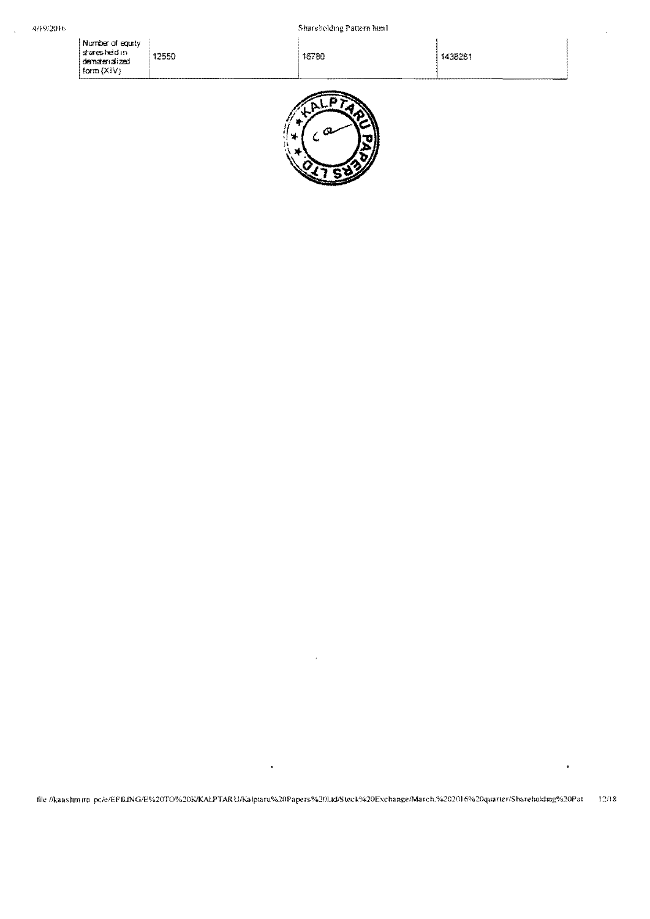| Number of equity shares held in dematerialized form (XIV) | 12550 | 16780 | 1438281 |
|---|---|---|---|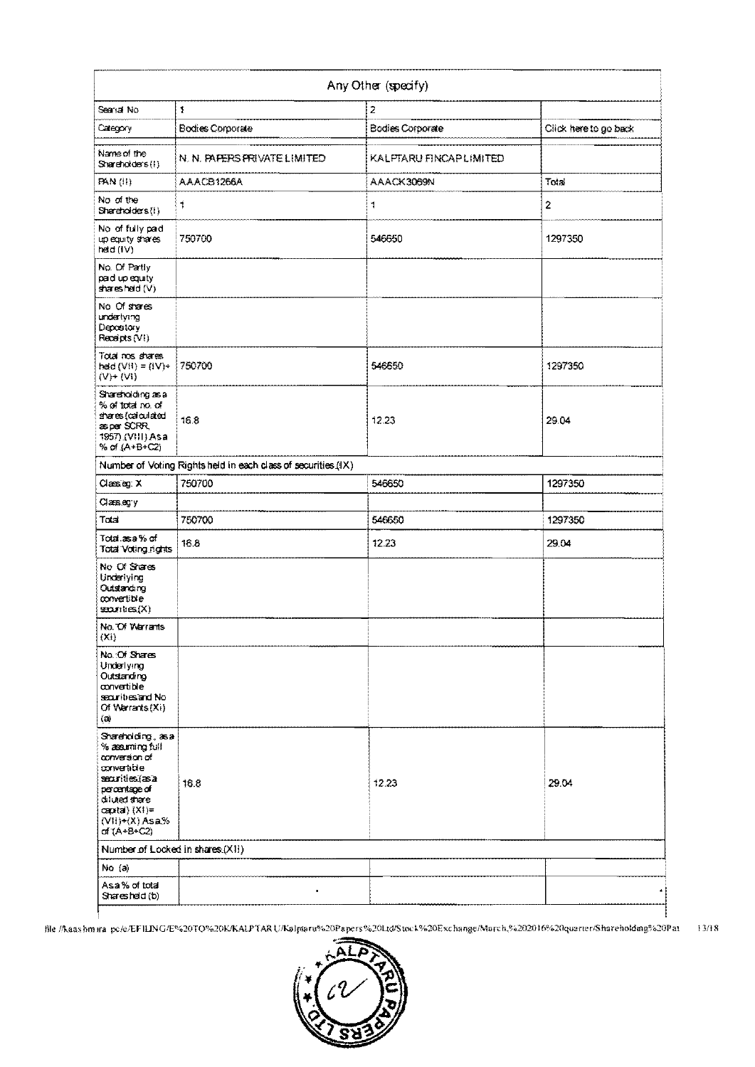| Any Other (specify) | | | |
|---|---|---|---|
| Searial No. | 1 | 2 | |
| Category | Bodies Corporate | Bodies Corporate | Click here to go back |
| Name of the Shareholders (I) | N. N. PAPERS PRIVATE LIMITED | KALPTARU FINCAP LIMITED | |
| PAN (II) | AAACB1266A | AAACK3069N | Total |
| No. of the Shareholders (I) | 1 | 1 | 2 |
| No. of fully paid up equity shares held (IV) | 750700 | 546650 | 1297350 |
| No. Of Partly paid-up equity shares held (V) | | | |
| No. Of shares underlying Depository Receipts (VI) | | | |
| Total nos. shares held (VII) = (IV)+(V)+ (VI) | 750700 | 546650 | 1297350 |
| Shareholding as a % of total no. of shares (calculated as per SCRR, 1957) (VIII) As a % of (A+B+C2) | 16.8 | 12.23 | 29.04 |
| Number of Voting Rights held in each class of securities (IX) | | | |
| Class eg: X | 750700 | 546650 | 1297350 |
| Class eg:y | | | |
| Total | 750700 | 546650 | 1297350 |
| Total as a % of Total Voting rights | 16.8 | 12.23 | 29.04 |
| No. Of Shares Underlying Outstanding convertible securities (X) | | | |
| No. Of Warrants (Xi) | | | |
| No. Of Shares Underlying Outstanding convertible securities and No. Of Warrants (Xi) (a) | | | |
| Shareholding , as a % assuming full conversion of convertible securities (as a percentage of diluted share capital) (XI)= (VII)+(X) As a % of (A+B+C2) | 16.8 | 12.23 | 29.04 |
| Number of Locked in shares (XII) | | | |
| No. (a) | | | |
| As a % of total Shares held (b) | | | |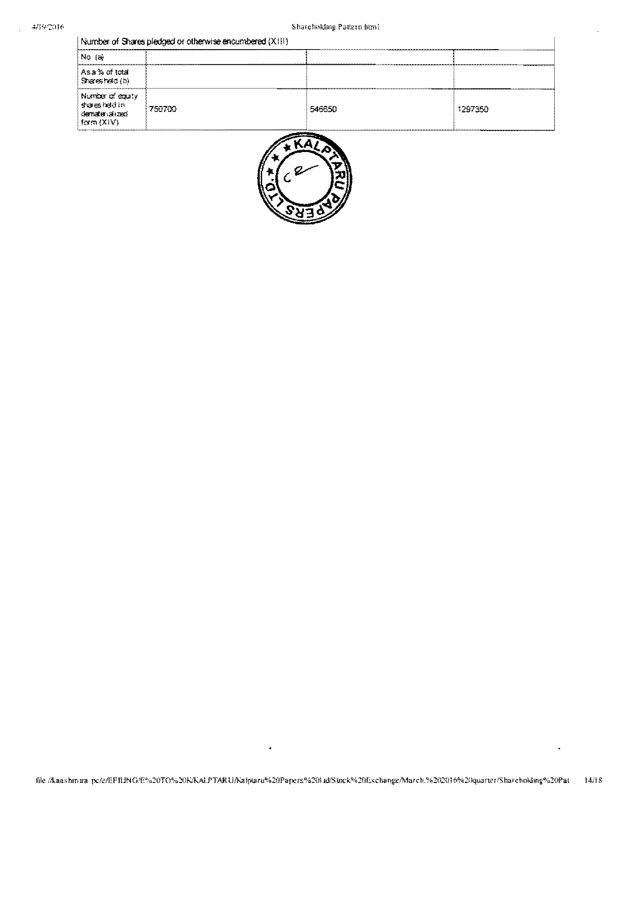| Number of Shares pledged or otherwise encumbered (XIII) | | | |
|---|---|---|---|
| No. (a) | | | |
| As a % of total Shares held (b) | | | |
| Number of equity shares held in dematerialized form (XIV) | 750700 | 546650 | 1297350 |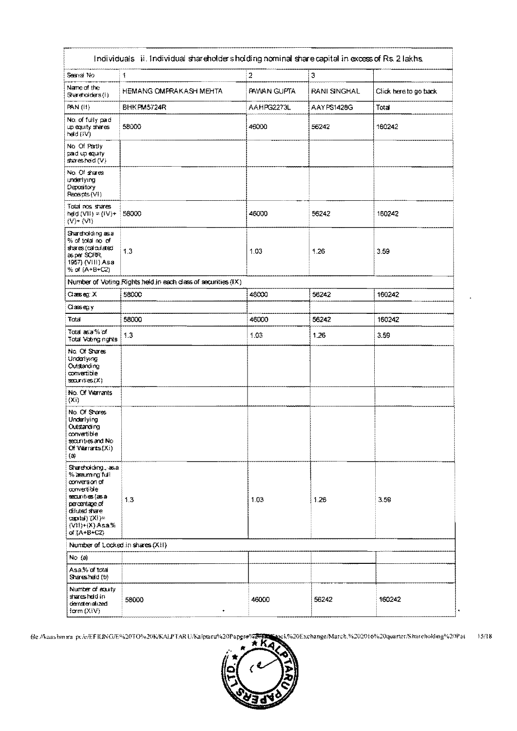| Individuals - ii. Individual shareholders holding nominal share capital in excess of Rs. 2 lakhs. | | | | |
|---|---|---|---|---|
| Searial No. | 1 | 2 | 3 | |
| Name of the Shareholders (I) | HEMANG OMPRAKASH MEHTA | PAWAN GUPTA | RANI SINGHAL | Click here to go back |
| PAN (II) | BHKPM5724R | AAHPG2273L | AAYPS1428G | Total |
| No. of fully paid up equity shares held (IV) | 58000 | 46000 | 56242 | 160242 |
| No. Of Partly paid-up equity shares held (V) | | | | |
| No. Of shares underlying Depository Receipts (VI) | | | | |
| Total nos. shares held (VII) = (IV)+(V)+ (VI) | 58000 | 46000 | 56242 | 160242 |
| Shareholding as a % of total no. of shares (calculated as per SCRR, 1957) (VIII) As a % of (A+B+C2) | 1.3 | 1.03 | 1.26 | 3.59 |
| Number of Voting Rights held in each class of securities (IX) | | | | |
| Class eg: X | 58000 | 46000 | 56242 | 160242 |
| Class eg:y | | | | |
| Total | 58000 | 46000 | 56242 | 160242 |
| Total as a % of Total Voting rights | 1.3 | 1.03 | 1.26 | 3.59 |
| No. Of Shares Underlying Outstanding convertible securities (X) | | | | |
| No. Of Warrants (Xi) | | | | |
| No. Of Shares Underlying Outstanding convertible securities and No. Of Warrants (Xi) (a) | | | | |
| Shareholding , as a % assuming full conversion of convertible securities (as a percentage of diluted share capital) (XI)= (VII)+(X) As a % of (A+B+C2) | 1.3 | 1.03 | 1.26 | 3.59 |
| Number of Locked in shares (XII) | | | | |
| No. (a) | | | | |
| As a % of total Shares held (b) | | | | |
| Number of equity shares held in dematerialized form (XIV) | 58000 | 46000 | 56242 | 160242 |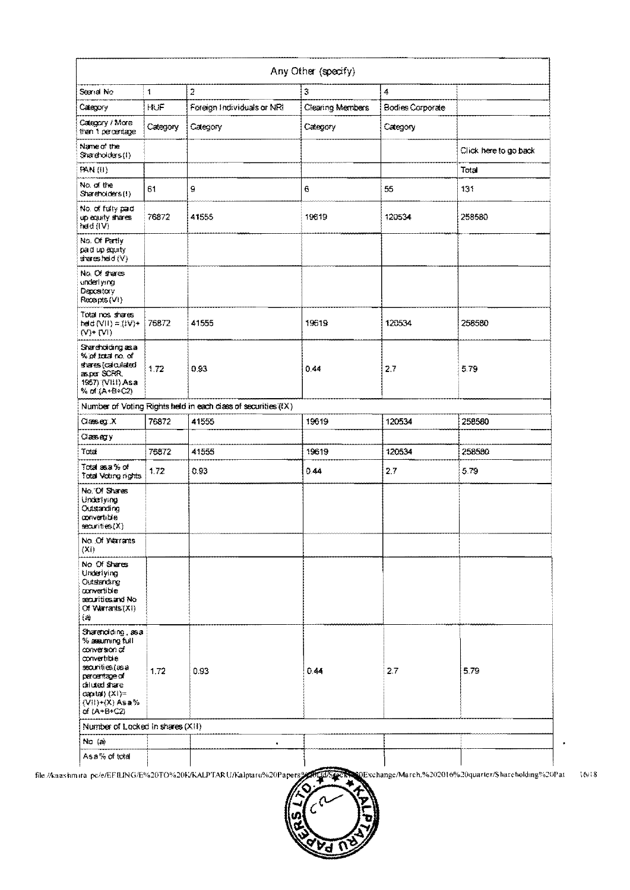| Any Other (specify) | | | | | |
|---|---|---|---|---|---|
| Searial No | 1 | 2 | 3 | 4 | |
| Category | HUF | Foreign Individuals or NRI | Clearing Members | Bodies Corporate | |
| Category / More than 1 percentage | Category | Category | Category | Category | |
| Name of the Shareholders (I) | | | | | Click here to go back |
| PAN (II) | | | | | Total |
| No. of the Shareholders (I) | 61 | 9 | 6 | 55 | 131 |
| No. of fully paid up equity shares held (IV) | 76872 | 41555 | 19619 | 120534 | 258580 |
| No. Of Partly paid-up equity shares held (V) | | | | | |
| No. Of shares underlying Depository Receipts (VI) | | | | | |
| Total nos. shares held (VII) = (IV)+(V)+ (VI) | 76872 | 41555 | 19619 | 120534 | 258580 |
| Shareholding as a % of total no. of shares (calculated as per SCRR, 1957) (VIII) As a % of (A+B+C2) | 1.72 | 0.93 | 0.44 | 2.7 | 5.79 |
| Number of Voting Rights held in each class of securities (IX) | | | | | |
| Class eg: X | 76872 | 41555 | 19619 | 120534 | 258580 |
| Class eg:y | | | | | |
| Total | 76872 | 41555 | 19619 | 120534 | 258580 |
| Total as a % of Total Voting rights | 1.72 | 0.93 | 0.44 | 2.7 | 5.79 |
| No. Of Shares Underlying Outstanding convertible securities (X) | | | | | |
| No. Of Warrants (Xi) | | | | | |
| No. Of Shares Underlying Outstanding convertible securities and No. Of Warrants (Xi) (a) | | | | | |
| Shareholding , as a % assuming full conversion of convertible securities (as a percentage of diluted share capital) (XI)= (VII)+(X) As a % of (A+B+C2) | 1.72 | 0.93 | 0.44 | 2.7 | 5.79 |
| Number of Locked in shares (XII) | | | | | |
| No. (a) | | | | | |
| As a % of total | | | | | |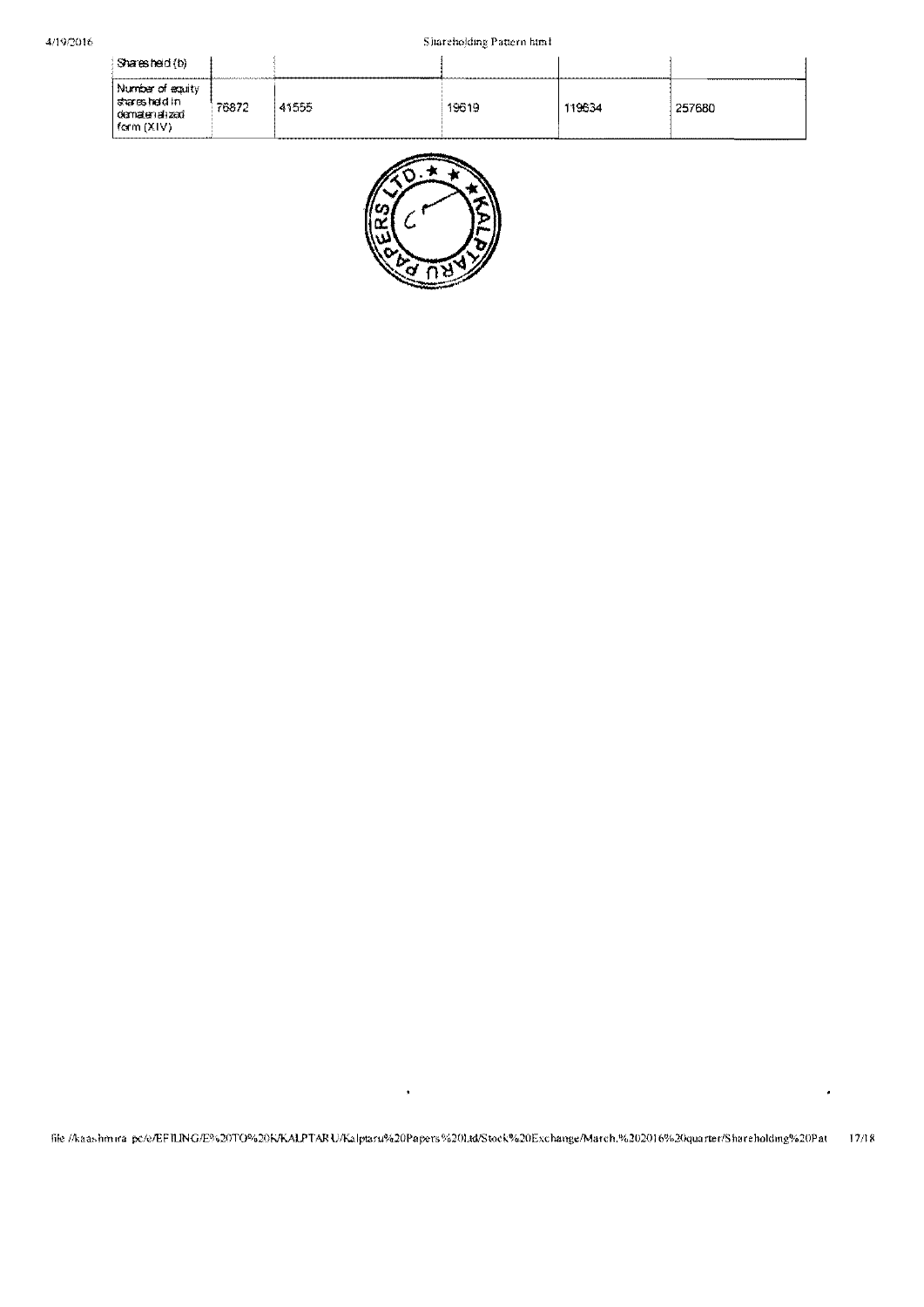| Shares held (b) | | | | | |
|---|---|---|---|---|---|
| Number of equity shares held in dematerialized form (XIV) | 76872 | 41555 | 19619 | 119634 | 257680 |